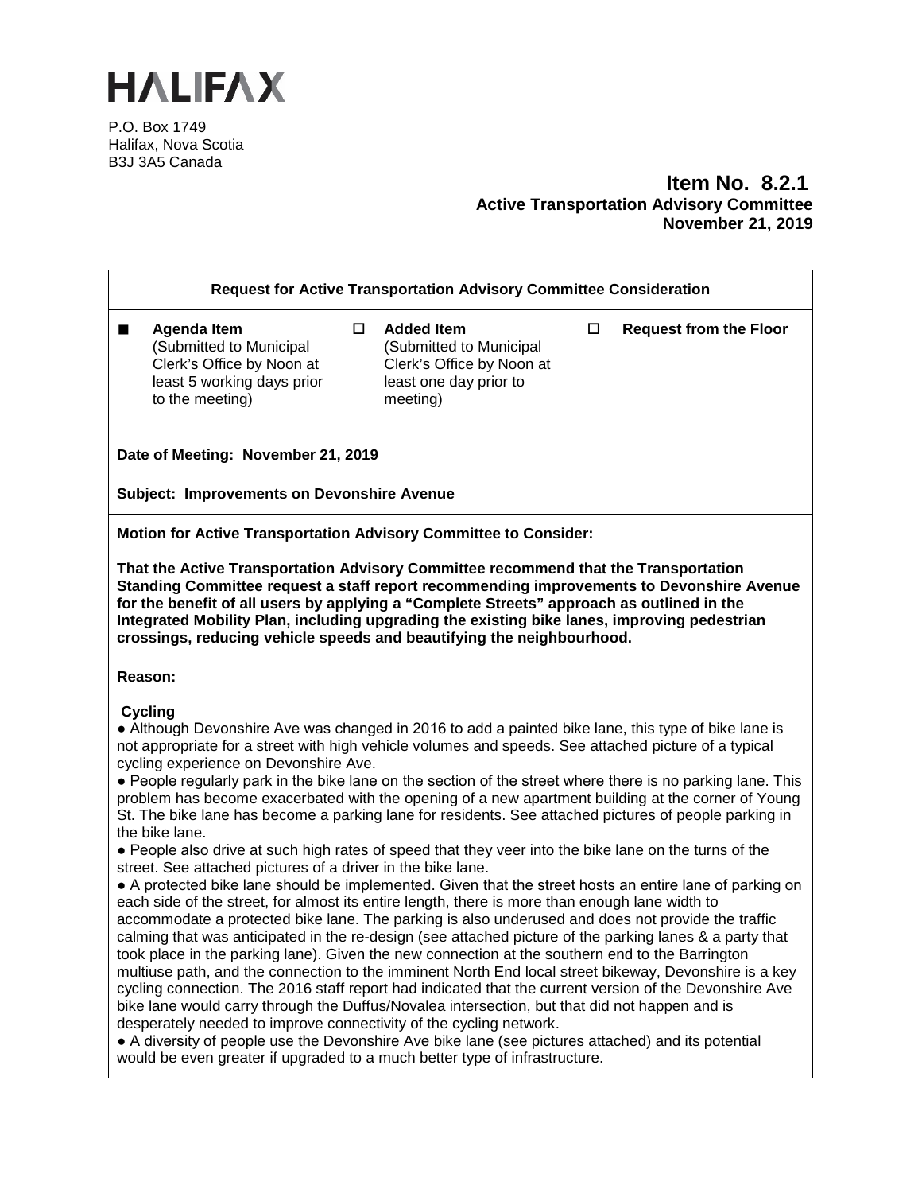# HALIFAX

P.O. Box 1749
Halifax, Nova Scotia
B3J 3A5 Canada

**Item No. 8.2.1**
**Active Transportation Advisory Committee**
**November 21, 2019**

**Request for Active Transportation Advisory Committee Consideration**

| | | |
|---|---|---|
| ■ **Agenda Item** (Submitted to Municipal Clerk's Office by Noon at least 5 working days prior to the meeting) | ☐ **Added Item** (Submitted to Municipal Clerk's Office by Noon at least one day prior to meeting) | ☐ **Request from the Floor** |

**Date of Meeting: November 21, 2019**

**Subject: Improvements on Devonshire Avenue**

**Motion for Active Transportation Advisory Committee to Consider:**

**That the Active Transportation Advisory Committee recommend that the Transportation Standing Committee request a staff report recommending improvements to Devonshire Avenue for the benefit of all users by applying a "Complete Streets" approach as outlined in the Integrated Mobility Plan, including upgrading the existing bike lanes, improving pedestrian crossings, reducing vehicle speeds and beautifying the neighbourhood.**

**Reason:**

**Cycling**

- Although Devonshire Ave was changed in 2016 to add a painted bike lane, this type of bike lane is not appropriate for a street with high vehicle volumes and speeds. See attached picture of a typical cycling experience on Devonshire Ave.
- People regularly park in the bike lane on the section of the street where there is no parking lane. This problem has become exacerbated with the opening of a new apartment building at the corner of Young St. The bike lane has become a parking lane for residents. See attached pictures of people parking in the bike lane.
- People also drive at such high rates of speed that they veer into the bike lane on the turns of the street. See attached pictures of a driver in the bike lane.
- A protected bike lane should be implemented. Given that the street hosts an entire lane of parking on each side of the street, for almost its entire length, there is more than enough lane width to accommodate a protected bike lane. The parking is also underused and does not provide the traffic calming that was anticipated in the re-design (see attached picture of the parking lanes & a party that took place in the parking lane). Given the new connection at the southern end to the Barrington multiuse path, and the connection to the imminent North End local street bikeway, Devonshire is a key cycling connection. The 2016 staff report had indicated that the current version of the Devonshire Ave bike lane would carry through the Duffus/Novalea intersection, but that did not happen and is desperately needed to improve connectivity of the cycling network.
- A diversity of people use the Devonshire Ave bike lane (see pictures attached) and its potential would be even greater if upgraded to a much better type of infrastructure.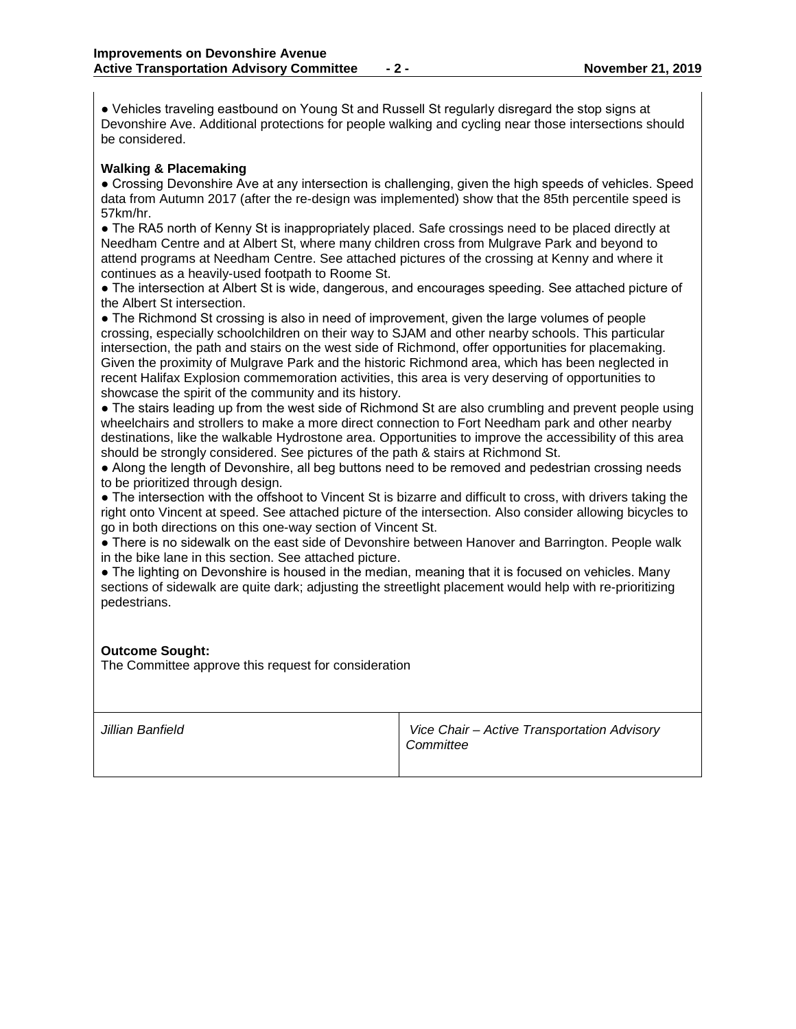● Vehicles traveling eastbound on Young St and Russell St regularly disregard the stop signs at Devonshire Ave. Additional protections for people walking and cycling near those intersections should be considered.

**Walking & Placemaking**

● Crossing Devonshire Ave at any intersection is challenging, given the high speeds of vehicles. Speed data from Autumn 2017 (after the re-design was implemented) show that the 85th percentile speed is 57km/hr.

● The RA5 north of Kenny St is inappropriately placed. Safe crossings need to be placed directly at Needham Centre and at Albert St, where many children cross from Mulgrave Park and beyond to attend programs at Needham Centre. See attached pictures of the crossing at Kenny and where it continues as a heavily-used footpath to Roome St.

● The intersection at Albert St is wide, dangerous, and encourages speeding. See attached picture of the Albert St intersection.

● The Richmond St crossing is also in need of improvement, given the large volumes of people crossing, especially schoolchildren on their way to SJAM and other nearby schools. This particular intersection, the path and stairs on the west side of Richmond, offer opportunities for placemaking. Given the proximity of Mulgrave Park and the historic Richmond area, which has been neglected in recent Halifax Explosion commemoration activities, this area is very deserving of opportunities to showcase the spirit of the community and its history.

● The stairs leading up from the west side of Richmond St are also crumbling and prevent people using wheelchairs and strollers to make a more direct connection to Fort Needham park and other nearby destinations, like the walkable Hydrostone area. Opportunities to improve the accessibility of this area should be strongly considered. See pictures of the path & stairs at Richmond St.

● Along the length of Devonshire, all beg buttons need to be removed and pedestrian crossing needs to be prioritized through design.

● The intersection with the offshoot to Vincent St is bizarre and difficult to cross, with drivers taking the right onto Vincent at speed. See attached picture of the intersection. Also consider allowing bicycles to go in both directions on this one-way section of Vincent St.

● There is no sidewalk on the east side of Devonshire between Hanover and Barrington. People walk in the bike lane in this section. See attached picture.

● The lighting on Devonshire is housed in the median, meaning that it is focused on vehicles. Many sections of sidewalk are quite dark; adjusting the streetlight placement would help with re-prioritizing pedestrians.

**Outcome Sought:**

The Committee approve this request for consideration

| *Jillian Banfield* | *Vice Chair – Active Transportation Advisory Committee* |
| --- | --- |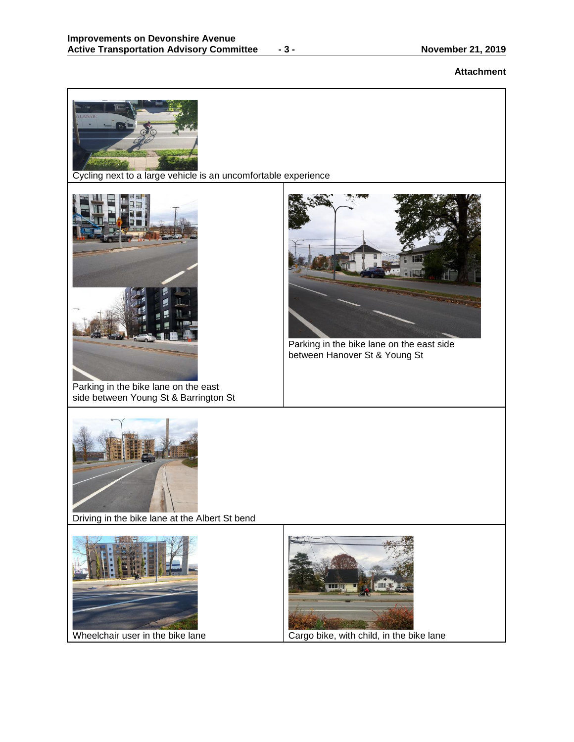**Attachment**

Cycling next to a large vehicle is an uncomfortable experience

Parking in the bike lane on the east side between Young St & Barrington St

Parking in the bike lane on the east side between Hanover St & Young St

Driving in the bike lane at the Albert St bend

Wheelchair user in the bike lane

Cargo bike, with child, in the bike lane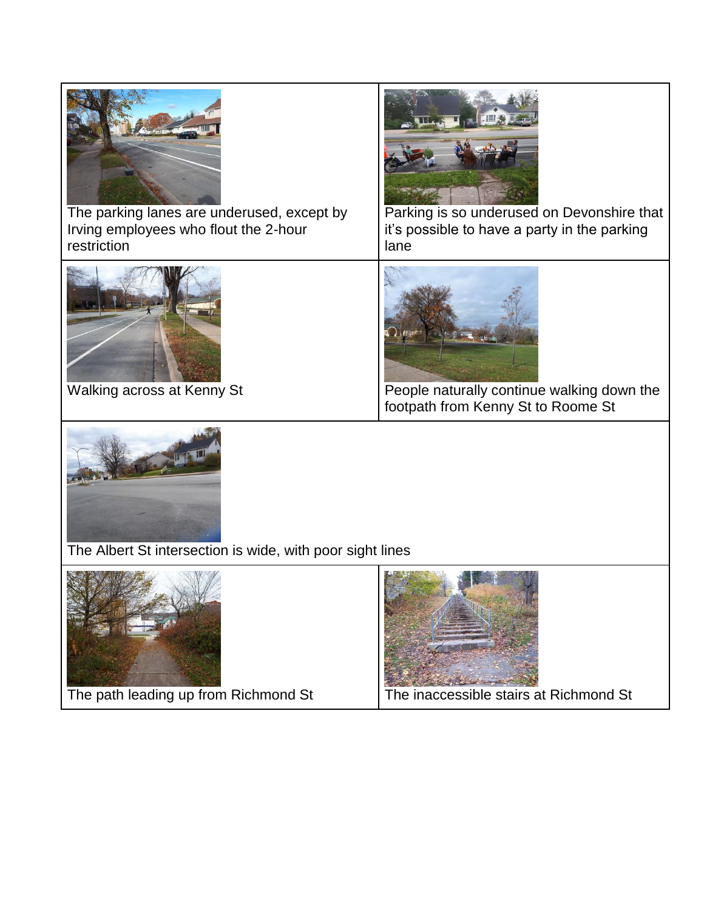| | |
|---|---|
| The parking lanes are underused, except by Irving employees who flout the 2-hour restriction | Parking is so underused on Devonshire that it's possible to have a party in the parking lane |
| Walking across at Kenny St | People naturally continue walking down the footpath from Kenny St to Roome St |
| The Albert St intersection is wide, with poor sight lines | |
| The path leading up from Richmond St | The inaccessible stairs at Richmond St |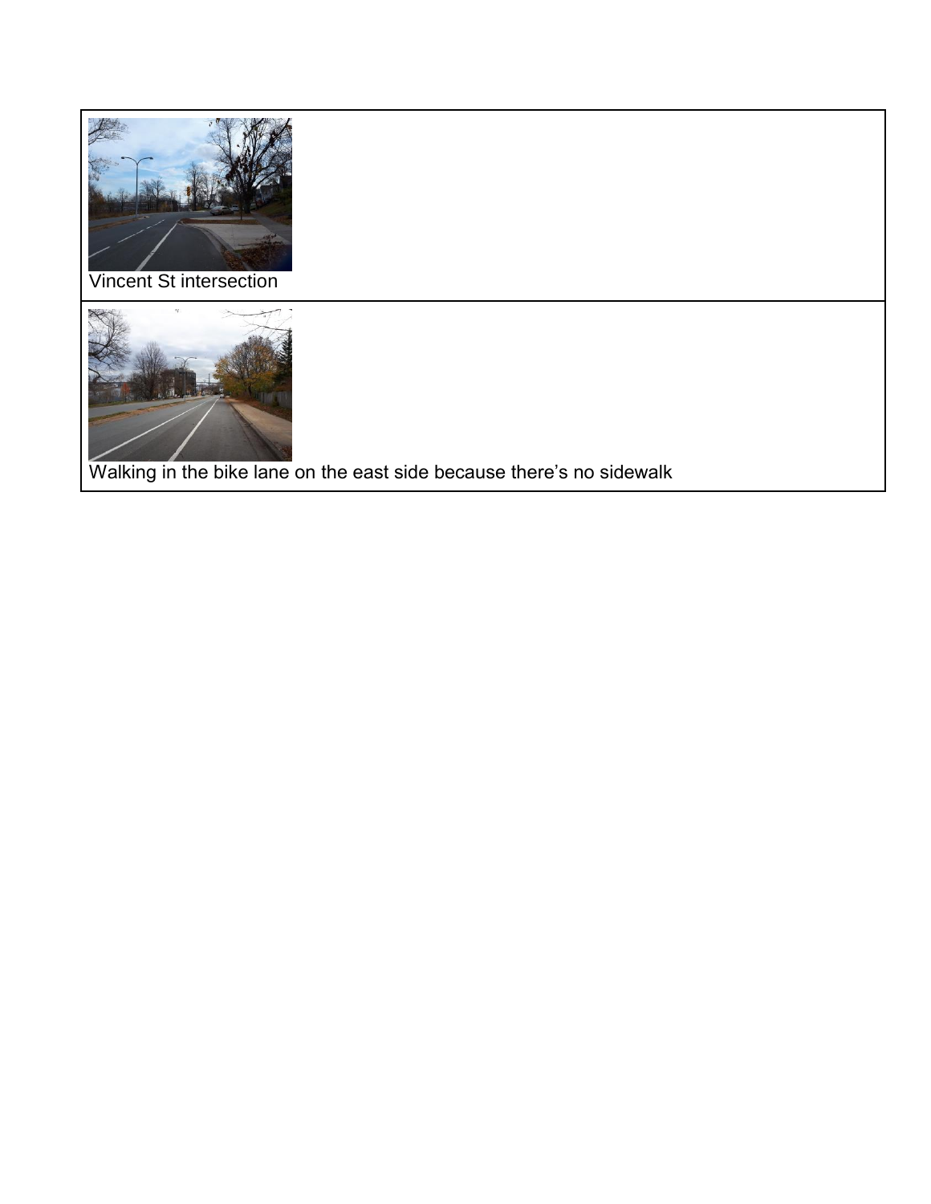Vincent St intersection

Walking in the bike lane on the east side because there’s no sidewalk